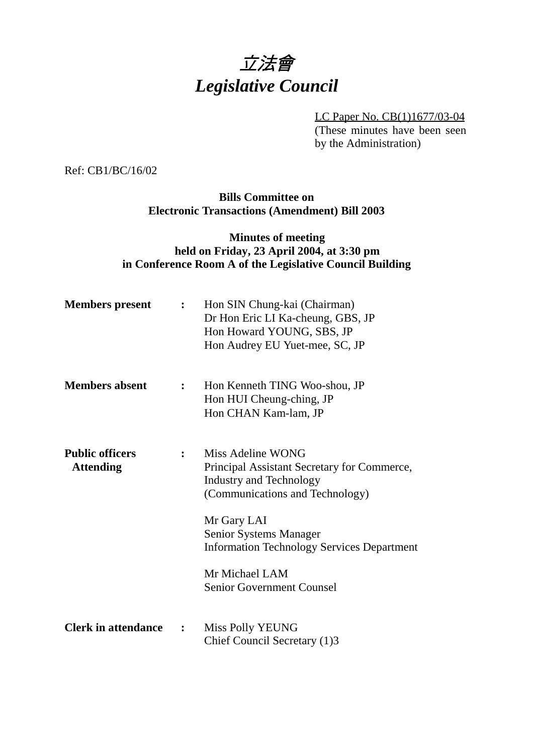# *立法會*
# *Legislative Council*

LC Paper No. CB(1)1677/03-04
(These minutes have been seen by the Administration)

Ref: CB1/BC/16/02

**Bills Committee on**
**Electronic Transactions (Amendment) Bill 2003**

**Minutes of meeting**
**held on Friday, 23 April 2004, at 3:30 pm**
**in Conference Room A of the Legislative Council Building**

**Members present** : Hon SIN Chung-kai (Chairman)
Dr Hon Eric LI Ka-cheung, GBS, JP
Hon Howard YOUNG, SBS, JP
Hon Audrey EU Yuet-mee, SC, JP

**Members absent** : Hon Kenneth TING Woo-shou, JP
Hon HUI Cheung-ching, JP
Hon CHAN Kam-lam, JP

**Public officers Attending** : Miss Adeline WONG
Principal Assistant Secretary for Commerce, Industry and Technology (Communications and Technology)

Mr Gary LAI
Senior Systems Manager
Information Technology Services Department

Mr Michael LAM
Senior Government Counsel

**Clerk in attendance** : Miss Polly YEUNG
Chief Council Secretary (1)3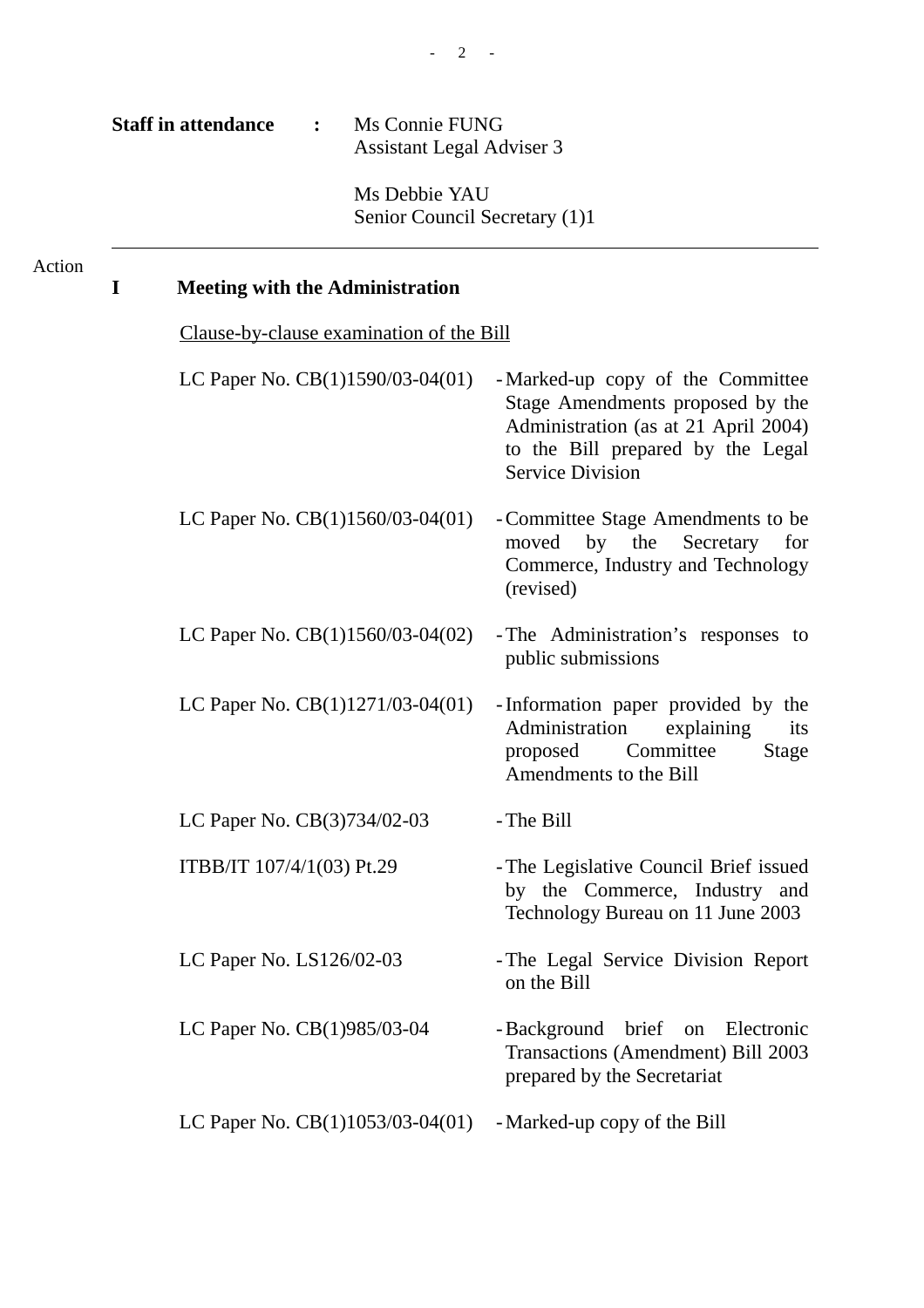**Staff in attendance** : Ms Connie FUNG
Assistant Legal Adviser 3

Ms Debbie YAU
Senior Council Secretary (1)1

---

Action

## I Meeting with the Administration

Clause-by-clause examination of the Bill

| | |
|---|---|
| LC Paper No. CB(1)1590/03-04(01) | - Marked-up copy of the Committee Stage Amendments proposed by the Administration (as at 21 April 2004) to the Bill prepared by the Legal Service Division |
| LC Paper No. CB(1)1560/03-04(01) | - Committee Stage Amendments to be moved by the Secretary for Commerce, Industry and Technology (revised) |
| LC Paper No. CB(1)1560/03-04(02) | - The Administration's responses to public submissions |
| LC Paper No. CB(1)1271/03-04(01) | - Information paper provided by the Administration explaining its proposed Committee Stage Amendments to the Bill |
| LC Paper No. CB(3)734/02-03 | - The Bill |
| ITBB/IT 107/4/1(03) Pt.29 | - The Legislative Council Brief issued by the Commerce, Industry and Technology Bureau on 11 June 2003 |
| LC Paper No. LS126/02-03 | - The Legal Service Division Report on the Bill |
| LC Paper No. CB(1)985/03-04 | - Background brief on Electronic Transactions (Amendment) Bill 2003 prepared by the Secretariat |
| LC Paper No. CB(1)1053/03-04(01) | - Marked-up copy of the Bill |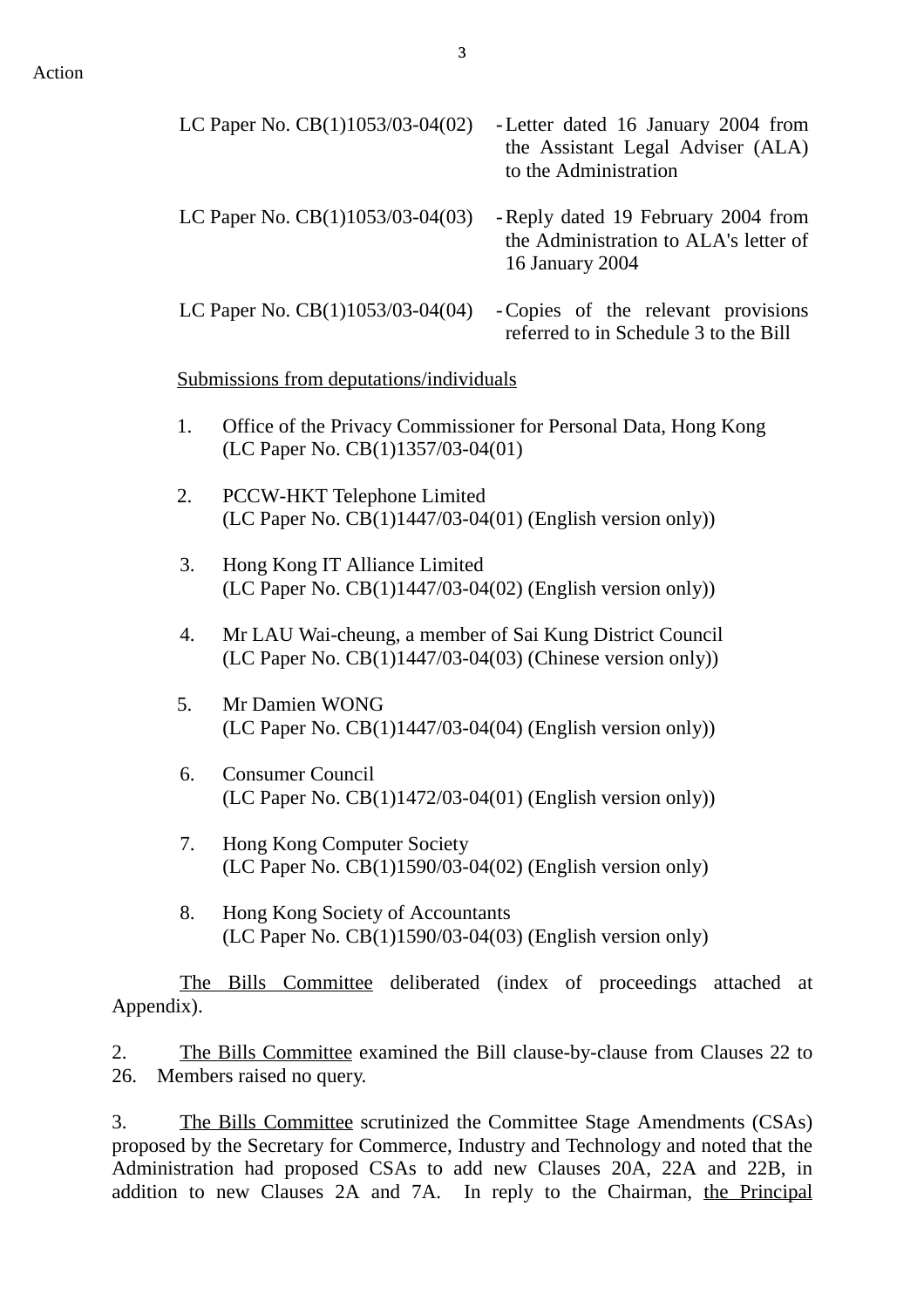Action

LC Paper No. CB(1)1053/03-04(02) - Letter dated 16 January 2004 from the Assistant Legal Adviser (ALA) to the Administration

LC Paper No. CB(1)1053/03-04(03) - Reply dated 19 February 2004 from the Administration to ALA's letter of 16 January 2004

LC Paper No. CB(1)1053/03-04(04) - Copies of the relevant provisions referred to in Schedule 3 to the Bill

Submissions from deputations/individuals

1. Office of the Privacy Commissioner for Personal Data, Hong Kong (LC Paper No. CB(1)1357/03-04(01)

2. PCCW-HKT Telephone Limited (LC Paper No. CB(1)1447/03-04(01) (English version only))

3. Hong Kong IT Alliance Limited (LC Paper No. CB(1)1447/03-04(02) (English version only))

4. Mr LAU Wai-cheung, a member of Sai Kung District Council (LC Paper No. CB(1)1447/03-04(03) (Chinese version only))

5. Mr Damien WONG (LC Paper No. CB(1)1447/03-04(04) (English version only))

6. Consumer Council (LC Paper No. CB(1)1472/03-04(01) (English version only))

7. Hong Kong Computer Society (LC Paper No. CB(1)1590/03-04(02) (English version only)

8. Hong Kong Society of Accountants (LC Paper No. CB(1)1590/03-04(03) (English version only)

The Bills Committee deliberated (index of proceedings attached at Appendix).

2. The Bills Committee examined the Bill clause-by-clause from Clauses 22 to 26. Members raised no query.

3. The Bills Committee scrutinized the Committee Stage Amendments (CSAs) proposed by the Secretary for Commerce, Industry and Technology and noted that the Administration had proposed CSAs to add new Clauses 20A, 22A and 22B, in addition to new Clauses 2A and 7A. In reply to the Chairman, the Principal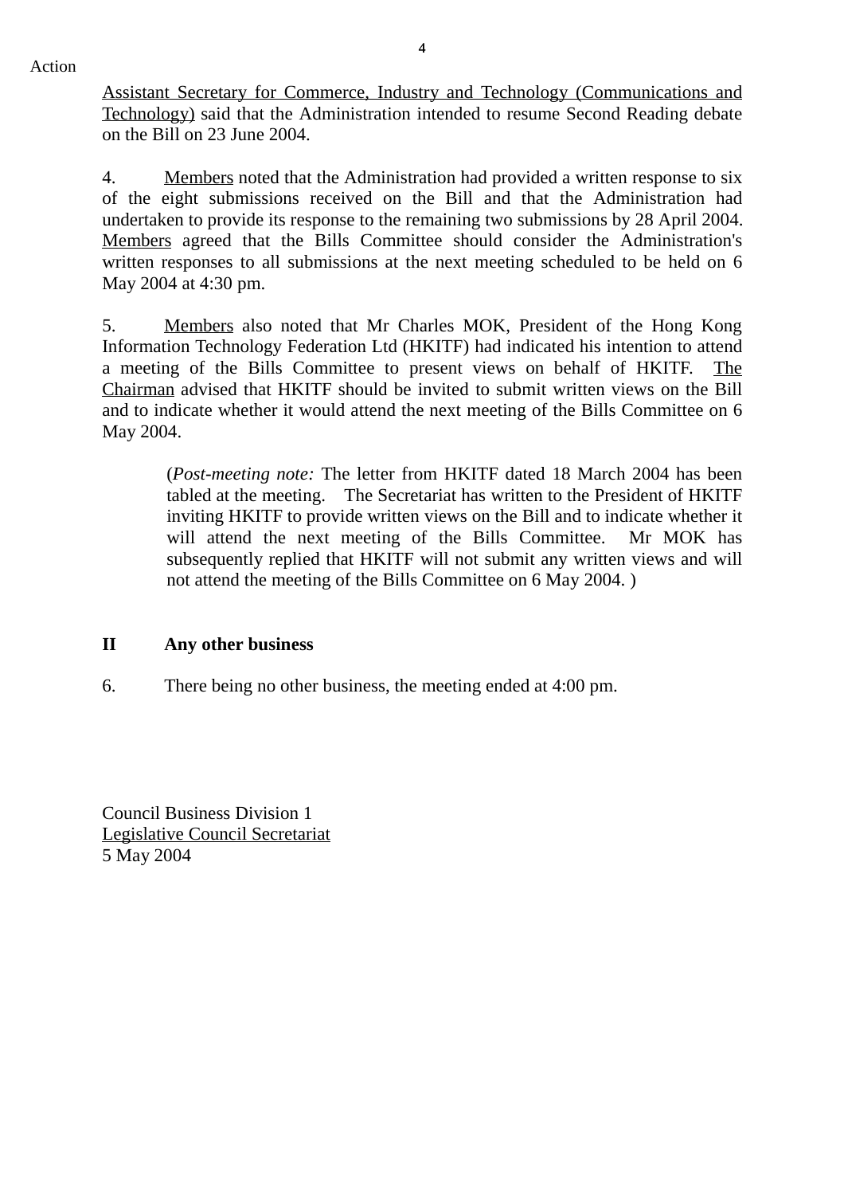Action

Assistant Secretary for Commerce, Industry and Technology (Communications and Technology) said that the Administration intended to resume Second Reading debate on the Bill on 23 June 2004.

4. Members noted that the Administration had provided a written response to six of the eight submissions received on the Bill and that the Administration had undertaken to provide its response to the remaining two submissions by 28 April 2004. Members agreed that the Bills Committee should consider the Administration's written responses to all submissions at the next meeting scheduled to be held on 6 May 2004 at 4:30 pm.

5. Members also noted that Mr Charles MOK, President of the Hong Kong Information Technology Federation Ltd (HKITF) had indicated his intention to attend a meeting of the Bills Committee to present views on behalf of HKITF. The Chairman advised that HKITF should be invited to submit written views on the Bill and to indicate whether it would attend the next meeting of the Bills Committee on 6 May 2004.

> (*Post-meeting note:* The letter from HKITF dated 18 March 2004 has been tabled at the meeting. The Secretariat has written to the President of HKITF inviting HKITF to provide written views on the Bill and to indicate whether it will attend the next meeting of the Bills Committee. Mr MOK has subsequently replied that HKITF will not submit any written views and will not attend the meeting of the Bills Committee on 6 May 2004. )

## II Any other business

6. There being no other business, the meeting ended at 4:00 pm.

Council Business Division 1
Legislative Council Secretariat
5 May 2004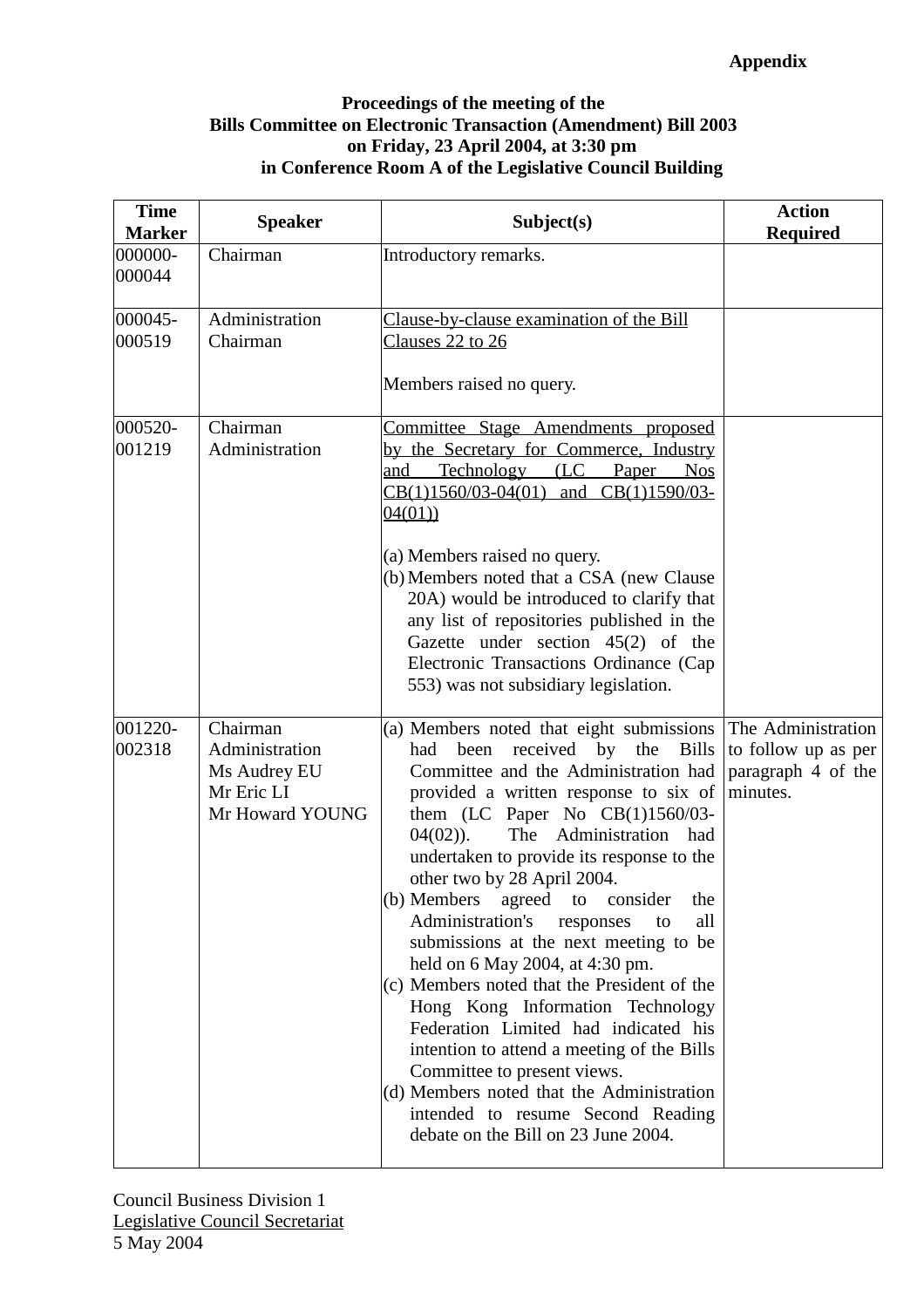**Appendix**

**Proceedings of the meeting of the**
**Bills Committee on Electronic Transaction (Amendment) Bill 2003**
**on Friday, 23 April 2004, at 3:30 pm**
**in Conference Room A of the Legislative Council Building**

| Time Marker | Speaker | Subject(s) | Action Required |
|---|---|---|---|
| 000000-000044 | Chairman | Introductory remarks. | |
| 000045-000519 | Administration<br>Chairman | Clause-by-clause examination of the Bill<br>Clauses 22 to 26<br><br>Members raised no query. | |
| 000520-001219 | Chairman<br>Administration | Committee Stage Amendments proposed by the Secretary for Commerce, Industry and Technology (LC Paper Nos CB(1)1560/03-04(01) and CB(1)1590/03-04(01))<br><br>(a) Members raised no query.<br>(b) Members noted that a CSA (new Clause 20A) would be introduced to clarify that any list of repositories published in the Gazette under section 45(2) of the Electronic Transactions Ordinance (Cap 553) was not subsidiary legislation. | |
| 001220-002318 | Chairman<br>Administration<br>Ms Audrey EU<br>Mr Eric LI<br>Mr Howard YOUNG | (a) Members noted that eight submissions had been received by the Bills Committee and the Administration had provided a written response to six of them (LC Paper No CB(1)1560/03-04(02)). The Administration had undertaken to provide its response to the other two by 28 April 2004.<br>(b) Members agreed to consider the Administration's responses to all submissions at the next meeting to be held on 6 May 2004, at 4:30 pm.<br>(c) Members noted that the President of the Hong Kong Information Technology Federation Limited had indicated his intention to attend a meeting of the Bills Committee to present views.<br>(d) Members noted that the Administration intended to resume Second Reading debate on the Bill on 23 June 2004. | The Administration to follow up as per paragraph 4 of the minutes. |

Council Business Division 1
Legislative Council Secretariat
5 May 2004